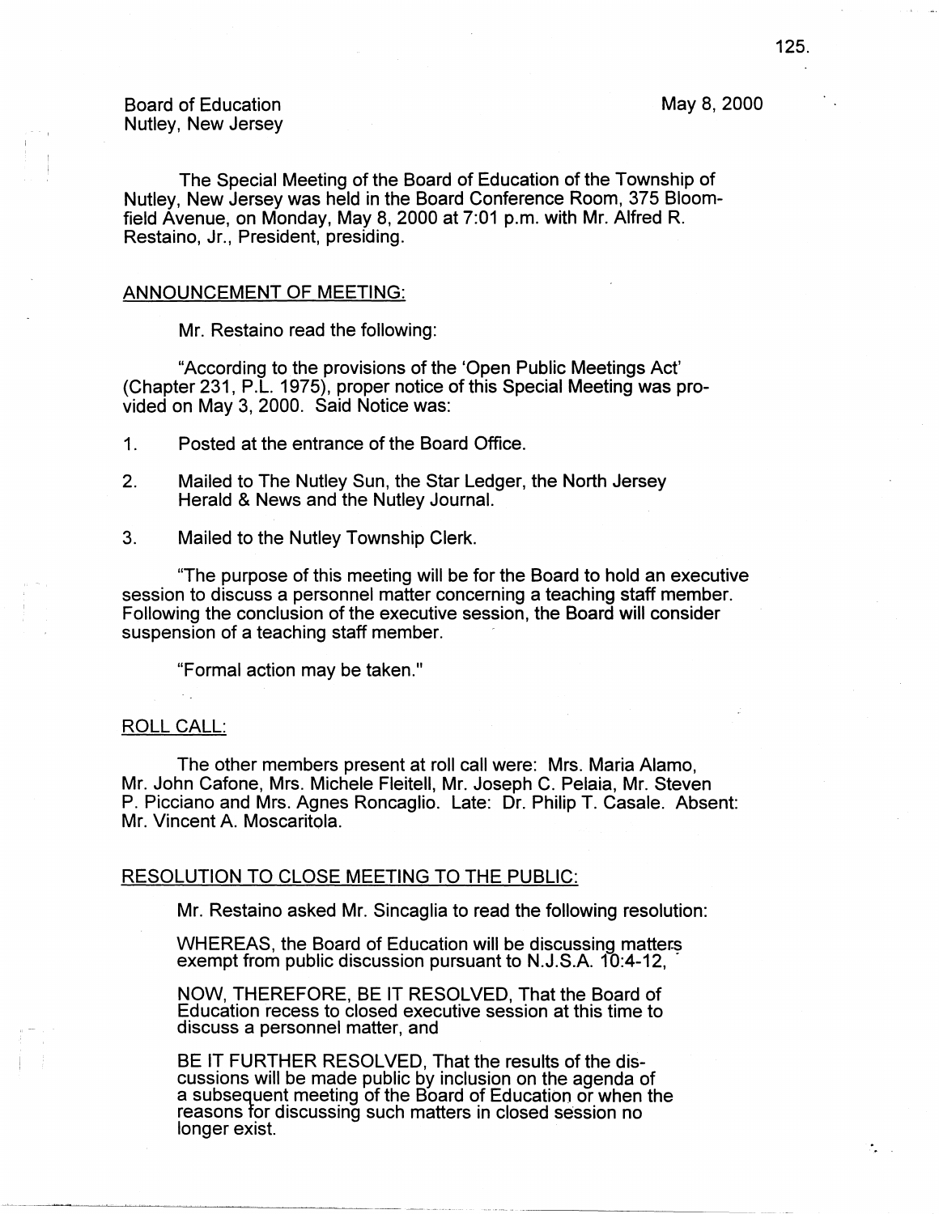Board of Education
Nutley, New Jersey

May 8, 2000

The Special Meeting of the Board of Education of the Township of Nutley, New Jersey was held in the Board Conference Room, 375 Bloomfield Avenue, on Monday, May 8, 2000 at 7:01 p.m. with Mr. Alfred R. Restaino, Jr., President, presiding.

## ANNOUNCEMENT OF MEETING:

Mr. Restaino read the following:

"According to the provisions of the 'Open Public Meetings Act' (Chapter 231, P.L. 1975), proper notice of this Special Meeting was provided on May 3, 2000. Said Notice was:

1. Posted at the entrance of the Board Office.
2. Mailed to The Nutley Sun, the Star Ledger, the North Jersey Herald & News and the Nutley Journal.
3. Mailed to the Nutley Township Clerk.

"The purpose of this meeting will be for the Board to hold an executive session to discuss a personnel matter concerning a teaching staff member. Following the conclusion of the executive session, the Board will consider suspension of a teaching staff member.

"Formal action may be taken."

## ROLL CALL:

The other members present at roll call were: Mrs. Maria Alamo, Mr. John Cafone, Mrs. Michele Fleitell, Mr. Joseph C. Pelaia, Mr. Steven P. Picciano and Mrs. Agnes Roncaglio. Late: Dr. Philip T. Casale. Absent: Mr. Vincent A. Moscaritola.

## RESOLUTION TO CLOSE MEETING TO THE PUBLIC:

Mr. Restaino asked Mr. Sincaglia to read the following resolution:

WHEREAS, the Board of Education will be discussing matters exempt from public discussion pursuant to N.J.S.A. 10:4-12,

NOW, THEREFORE, BE IT RESOLVED, That the Board of Education recess to closed executive session at this time to discuss a personnel matter, and

BE IT FURTHER RESOLVED, That the results of the discussions will be made public by inclusion on the agenda of a subsequent meeting of the Board of Education or when the reasons for discussing such matters in closed session no longer exist.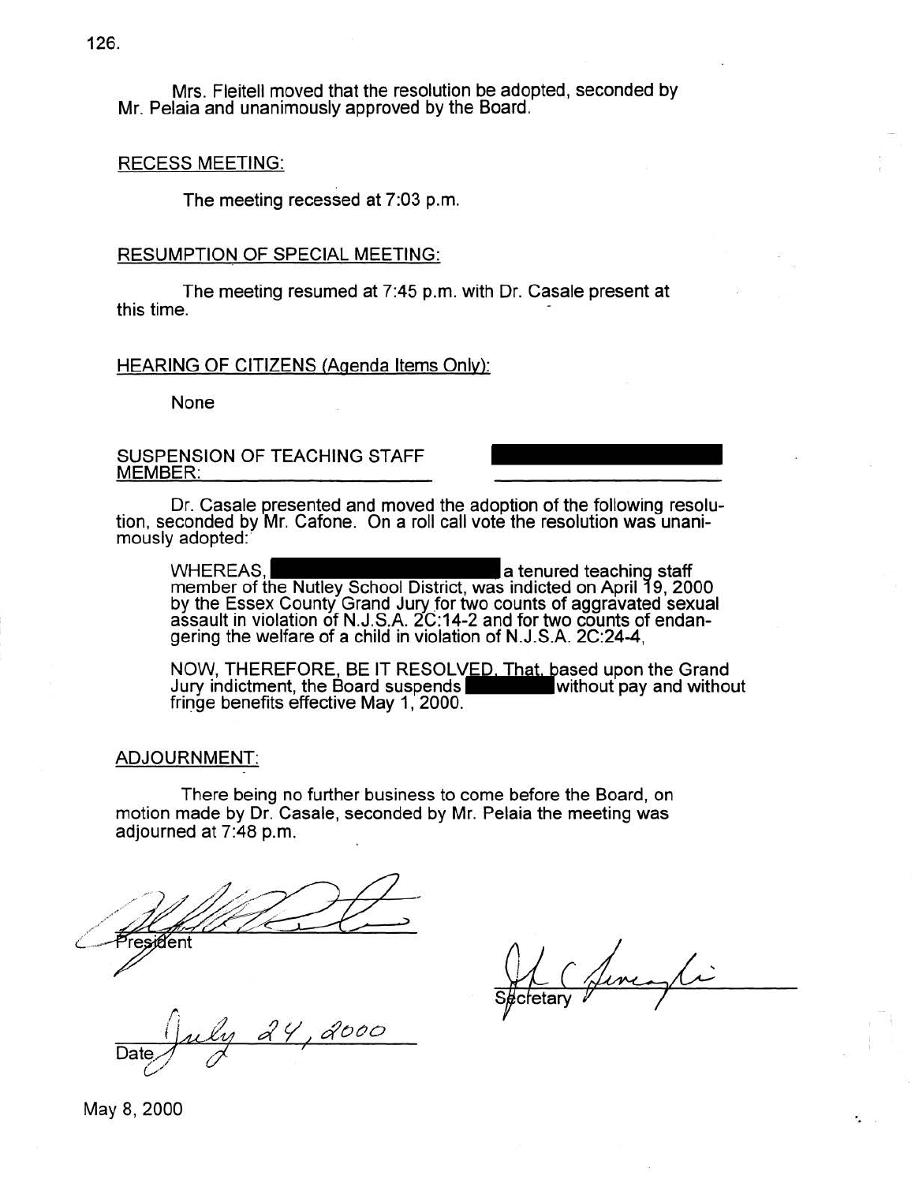Mrs. Fleitell moved that the resolution be adopted, seconded by Mr. Pelaia and unanimously approved by the Board.

RECESS MEETING:

The meeting recessed at 7:03 p.m.

RESUMPTION OF SPECIAL MEETING:

The meeting resumed at 7:45 p.m. with Dr. Casale present at this time.

HEARING OF CITIZENS (Agenda Items Only):

None

SUSPENSION OF TEACHING STAFF MEMBER: [REDACTED]

Dr. Casale presented and moved the adoption of the following resolution, seconded by Mr. Cafone. On a roll call vote the resolution was unanimously adopted:

> WHEREAS, [REDACTED] a tenured teaching staff member of the Nutley School District, was indicted on April 19, 2000 by the Essex County Grand Jury for two counts of aggravated sexual assault in violation of N.J.S.A. 2C:14-2 and for two counts of endangering the welfare of a child in violation of N.J.S.A. 2C:24-4,
>
> NOW, THEREFORE, BE IT RESOLVED, That, based upon the Grand Jury indictment, the Board suspends [REDACTED] without pay and without fringe benefits effective May 1, 2000.

ADJOURNMENT:

There being no further business to come before the Board, on motion made by Dr. Casale, seconded by Mr. Pelaia the meeting was adjourned at 7:48 p.m.

[Signature]
President

[Signature]
Secretary

July 24, 2000
Date

May 8, 2000